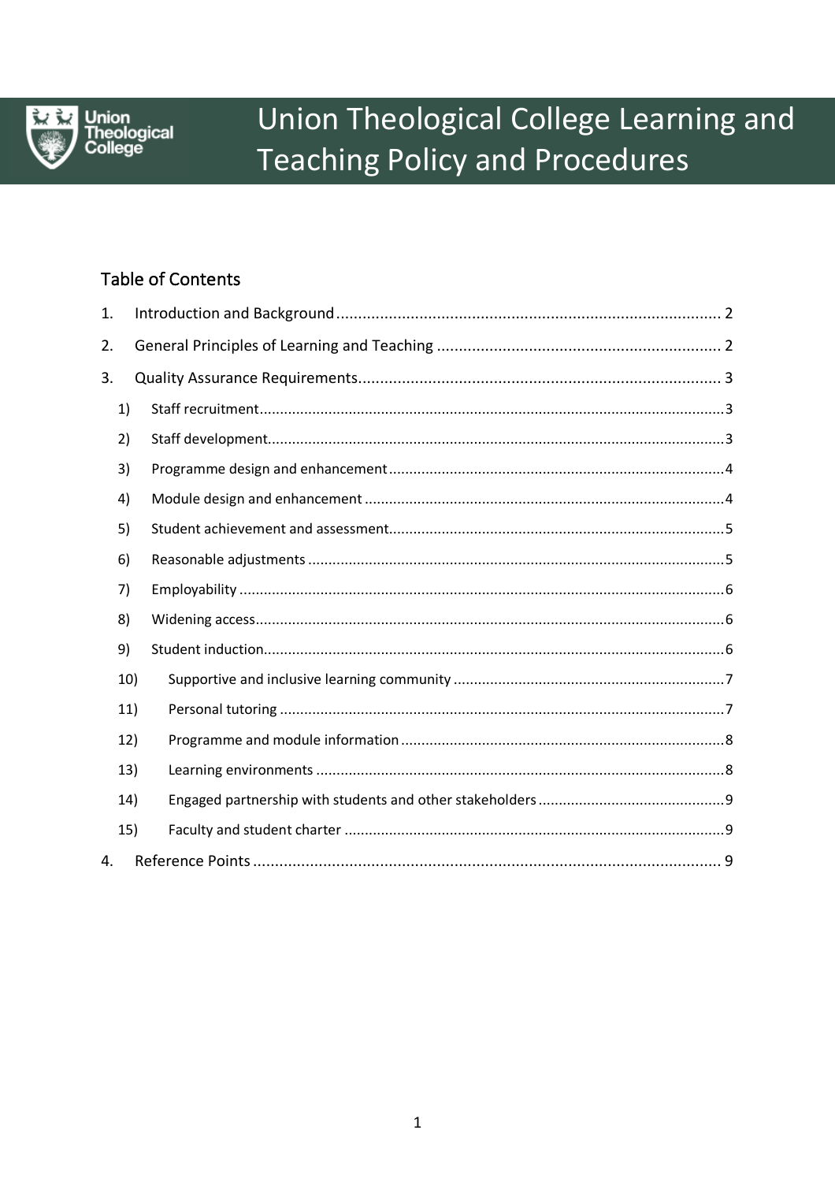# Union Theological College Learning and Teaching Policy and Procedures

## Table of Contents

1. Introduction and Background ........ 2
2. General Principles of Learning and Teaching ........ 2
3. Quality Assurance Requirements ........ 3
   1) Staff recruitment ........ 3
   2) Staff development ........ 3
   3) Programme design and enhancement ........ 4
   4) Module design and enhancement ........ 4
   5) Student achievement and assessment ........ 5
   6) Reasonable adjustments ........ 5
   7) Employability ........ 6
   8) Widening access ........ 6
   9) Student induction ........ 6
   10) Supportive and inclusive learning community ........ 7
   11) Personal tutoring ........ 7
   12) Programme and module information ........ 8
   13) Learning environments ........ 8
   14) Engaged partnership with students and other stakeholders ........ 9
   15) Faculty and student charter ........ 9
4. Reference Points ........ 9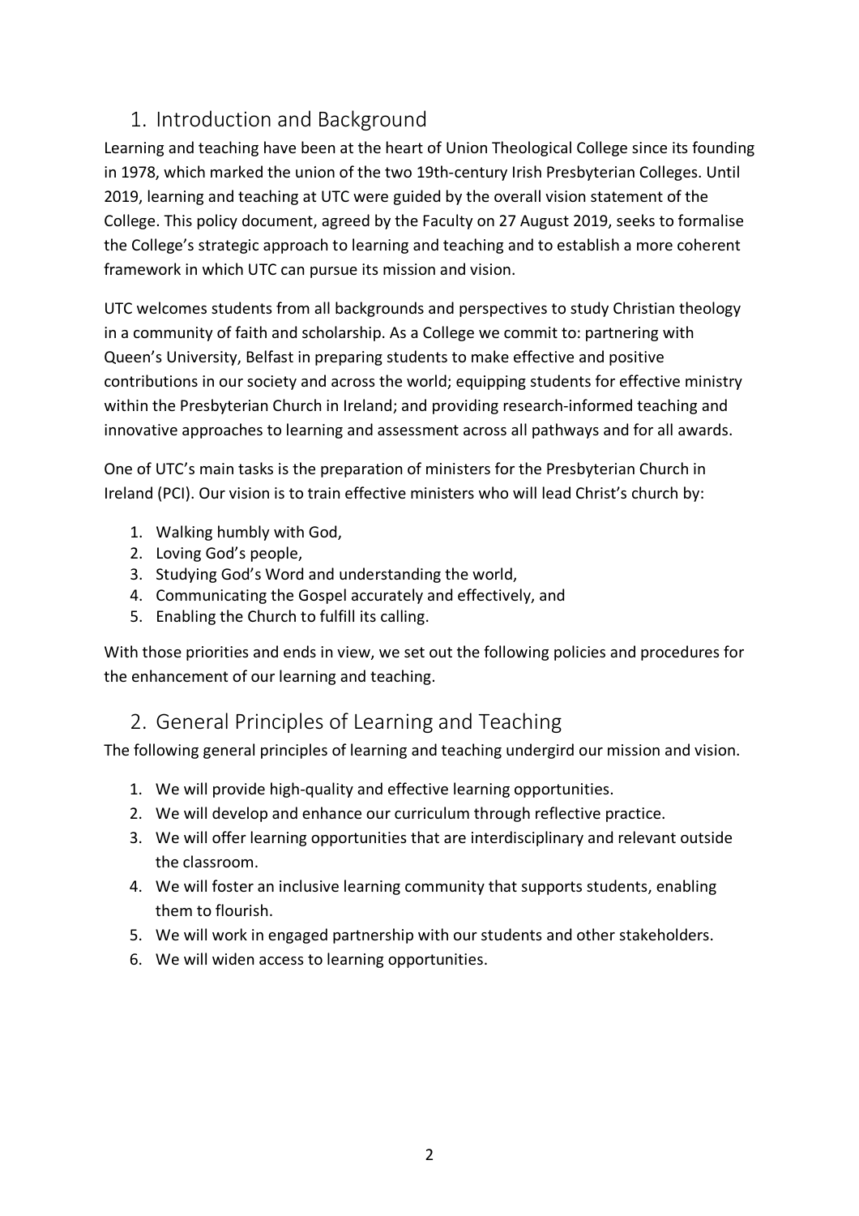## 1. Introduction and Background

Learning and teaching have been at the heart of Union Theological College since its founding in 1978, which marked the union of the two 19th-century Irish Presbyterian Colleges. Until 2019, learning and teaching at UTC were guided by the overall vision statement of the College. This policy document, agreed by the Faculty on 27 August 2019, seeks to formalise the College's strategic approach to learning and teaching and to establish a more coherent framework in which UTC can pursue its mission and vision.

UTC welcomes students from all backgrounds and perspectives to study Christian theology in a community of faith and scholarship. As a College we commit to: partnering with Queen's University, Belfast in preparing students to make effective and positive contributions in our society and across the world; equipping students for effective ministry within the Presbyterian Church in Ireland; and providing research-informed teaching and innovative approaches to learning and assessment across all pathways and for all awards.

One of UTC's main tasks is the preparation of ministers for the Presbyterian Church in Ireland (PCI). Our vision is to train effective ministers who will lead Christ's church by:

1. Walking humbly with God,
2. Loving God's people,
3. Studying God's Word and understanding the world,
4. Communicating the Gospel accurately and effectively, and
5. Enabling the Church to fulfill its calling.

With those priorities and ends in view, we set out the following policies and procedures for the enhancement of our learning and teaching.

## 2. General Principles of Learning and Teaching

The following general principles of learning and teaching undergird our mission and vision.

1. We will provide high-quality and effective learning opportunities.
2. We will develop and enhance our curriculum through reflective practice.
3. We will offer learning opportunities that are interdisciplinary and relevant outside the classroom.
4. We will foster an inclusive learning community that supports students, enabling them to flourish.
5. We will work in engaged partnership with our students and other stakeholders.
6. We will widen access to learning opportunities.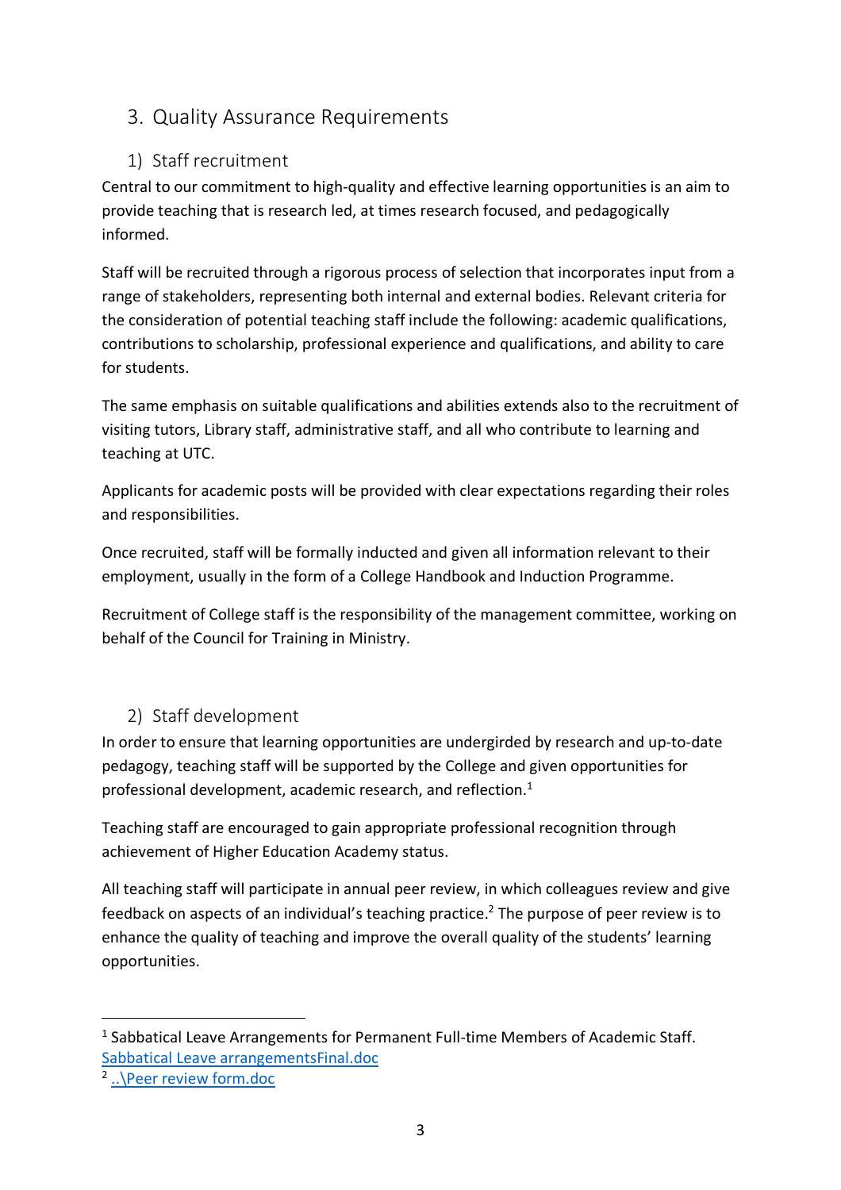# 3. Quality Assurance Requirements

## 1) Staff recruitment

Central to our commitment to high-quality and effective learning opportunities is an aim to provide teaching that is research led, at times research focused, and pedagogically informed.

Staff will be recruited through a rigorous process of selection that incorporates input from a range of stakeholders, representing both internal and external bodies. Relevant criteria for the consideration of potential teaching staff include the following: academic qualifications, contributions to scholarship, professional experience and qualifications, and ability to care for students.

The same emphasis on suitable qualifications and abilities extends also to the recruitment of visiting tutors, Library staff, administrative staff, and all who contribute to learning and teaching at UTC.

Applicants for academic posts will be provided with clear expectations regarding their roles and responsibilities.

Once recruited, staff will be formally inducted and given all information relevant to their employment, usually in the form of a College Handbook and Induction Programme.

Recruitment of College staff is the responsibility of the management committee, working on behalf of the Council for Training in Ministry.

## 2) Staff development

In order to ensure that learning opportunities are undergirded by research and up-to-date pedagogy, teaching staff will be supported by the College and given opportunities for professional development, academic research, and reflection.[1]

Teaching staff are encouraged to gain appropriate professional recognition through achievement of Higher Education Academy status.

All teaching staff will participate in annual peer review, in which colleagues review and give feedback on aspects of an individual's teaching practice.[2] The purpose of peer review is to enhance the quality of teaching and improve the overall quality of the students' learning opportunities.

---

[1] Sabbatical Leave Arrangements for Permanent Full-time Members of Academic Staff. Sabbatical Leave arrangementsFinal.doc

[2] ..\Peer review form.doc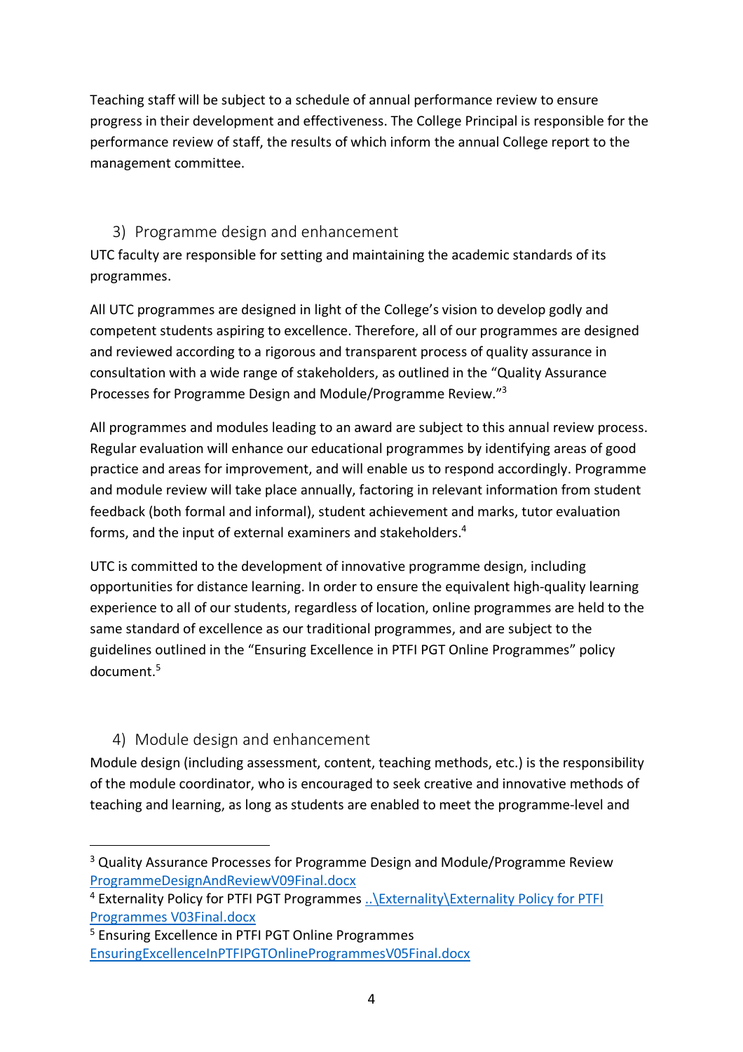Teaching staff will be subject to a schedule of annual performance review to ensure progress in their development and effectiveness. The College Principal is responsible for the performance review of staff, the results of which inform the annual College report to the management committee.

## 3) Programme design and enhancement

UTC faculty are responsible for setting and maintaining the academic standards of its programmes.

All UTC programmes are designed in light of the College's vision to develop godly and competent students aspiring to excellence. Therefore, all of our programmes are designed and reviewed according to a rigorous and transparent process of quality assurance in consultation with a wide range of stakeholders, as outlined in the "Quality Assurance Processes for Programme Design and Module/Programme Review."[3]

All programmes and modules leading to an award are subject to this annual review process. Regular evaluation will enhance our educational programmes by identifying areas of good practice and areas for improvement, and will enable us to respond accordingly. Programme and module review will take place annually, factoring in relevant information from student feedback (both formal and informal), student achievement and marks, tutor evaluation forms, and the input of external examiners and stakeholders.[4]

UTC is committed to the development of innovative programme design, including opportunities for distance learning. In order to ensure the equivalent high-quality learning experience to all of our students, regardless of location, online programmes are held to the same standard of excellence as our traditional programmes, and are subject to the guidelines outlined in the "Ensuring Excellence in PTFI PGT Online Programmes" policy document.[5]

## 4) Module design and enhancement

Module design (including assessment, content, teaching methods, etc.) is the responsibility of the module coordinator, who is encouraged to seek creative and innovative methods of teaching and learning, as long as students are enabled to meet the programme-level and

---

[3] Quality Assurance Processes for Programme Design and Module/Programme Review ProgrammeDesignAndReviewV09Final.docx

[4] Externality Policy for PTFI PGT Programmes ..\Externality\Externality Policy for PTFI Programmes V03Final.docx

[5] Ensuring Excellence in PTFI PGT Online Programmes EnsuringExcellenceInPTFIPGTOnlineProgrammesV05Final.docx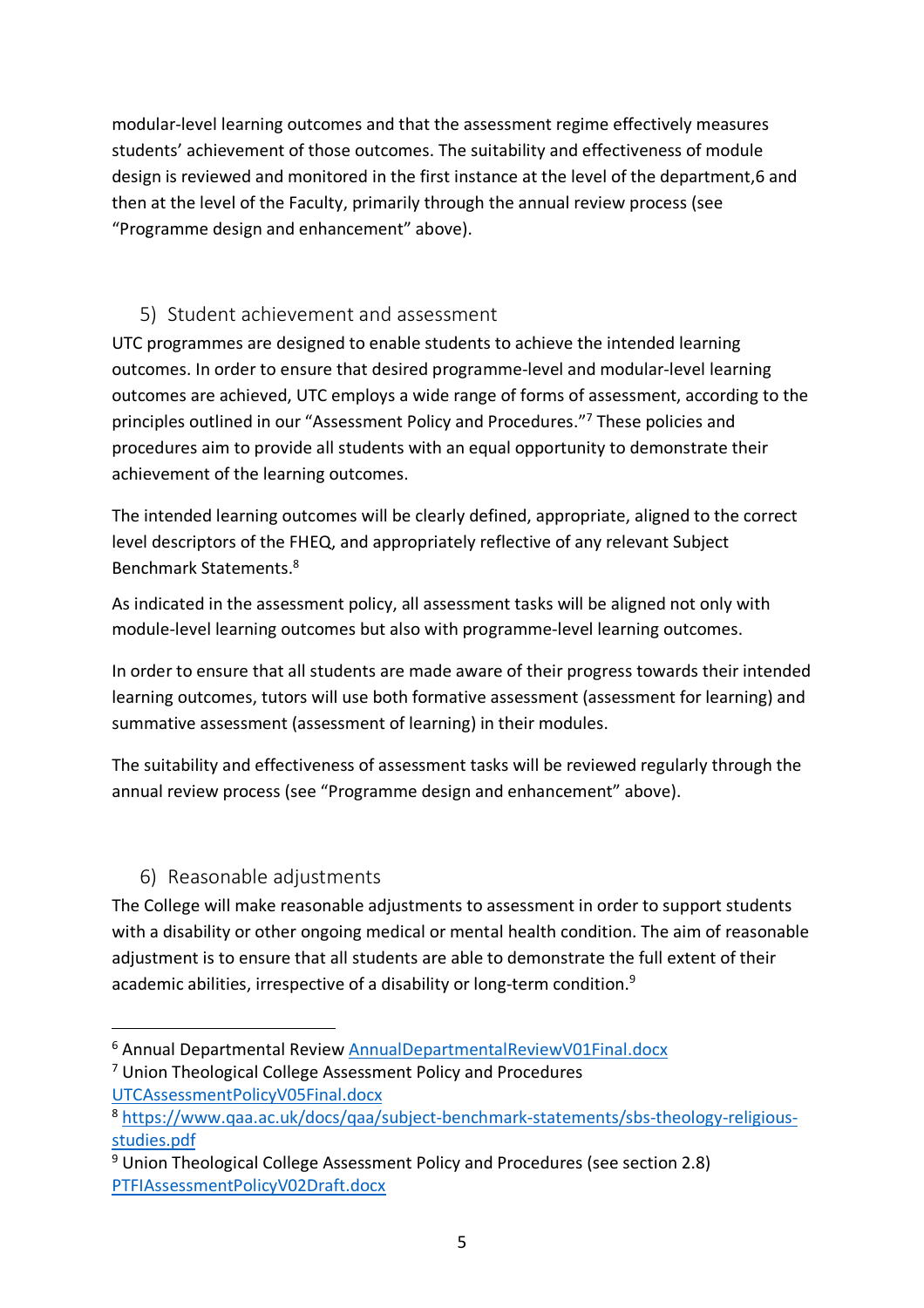modular-level learning outcomes and that the assessment regime effectively measures students' achievement of those outcomes. The suitability and effectiveness of module design is reviewed and monitored in the first instance at the level of the department,6 and then at the level of the Faculty, primarily through the annual review process (see "Programme design and enhancement" above).

## 5) Student achievement and assessment

UTC programmes are designed to enable students to achieve the intended learning outcomes. In order to ensure that desired programme-level and modular-level learning outcomes are achieved, UTC employs a wide range of forms of assessment, according to the principles outlined in our "Assessment Policy and Procedures."[7] These policies and procedures aim to provide all students with an equal opportunity to demonstrate their achievement of the learning outcomes.

The intended learning outcomes will be clearly defined, appropriate, aligned to the correct level descriptors of the FHEQ, and appropriately reflective of any relevant Subject Benchmark Statements.[8]

As indicated in the assessment policy, all assessment tasks will be aligned not only with module-level learning outcomes but also with programme-level learning outcomes.

In order to ensure that all students are made aware of their progress towards their intended learning outcomes, tutors will use both formative assessment (assessment for learning) and summative assessment (assessment of learning) in their modules.

The suitability and effectiveness of assessment tasks will be reviewed regularly through the annual review process (see "Programme design and enhancement" above).

## 6) Reasonable adjustments

The College will make reasonable adjustments to assessment in order to support students with a disability or other ongoing medical or mental health condition. The aim of reasonable adjustment is to ensure that all students are able to demonstrate the full extent of their academic abilities, irrespective of a disability or long-term condition.[9]

---

[6] Annual Departmental Review AnnualDepartmentalReviewV01Final.docx

[7] Union Theological College Assessment Policy and Procedures UTCAssessmentPolicyV05Final.docx

[8] https://www.qaa.ac.uk/docs/qaa/subject-benchmark-statements/sbs-theology-religious-studies.pdf

[9] Union Theological College Assessment Policy and Procedures (see section 2.8) PTFIAssessmentPolicyV02Draft.docx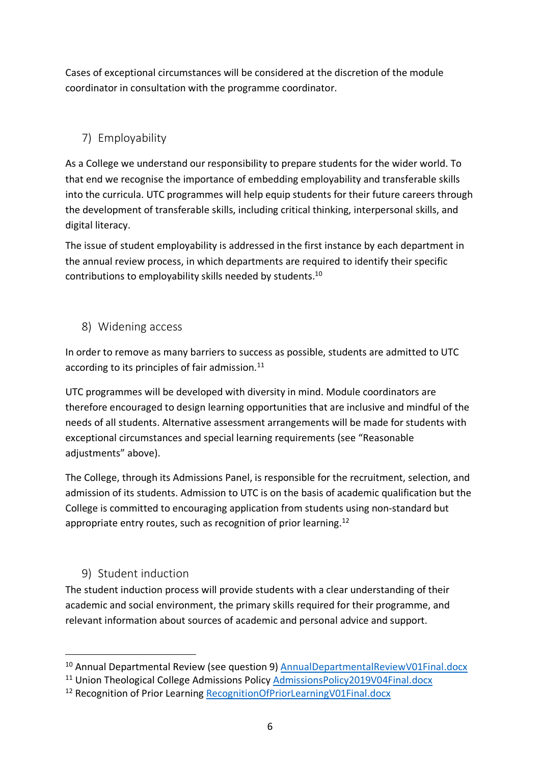Cases of exceptional circumstances will be considered at the discretion of the module coordinator in consultation with the programme coordinator.

## 7) Employability

As a College we understand our responsibility to prepare students for the wider world. To that end we recognise the importance of embedding employability and transferable skills into the curricula. UTC programmes will help equip students for their future careers through the development of transferable skills, including critical thinking, interpersonal skills, and digital literacy.

The issue of student employability is addressed in the first instance by each department in the annual review process, in which departments are required to identify their specific contributions to employability skills needed by students.[10]

## 8) Widening access

In order to remove as many barriers to success as possible, students are admitted to UTC according to its principles of fair admission.[11]

UTC programmes will be developed with diversity in mind. Module coordinators are therefore encouraged to design learning opportunities that are inclusive and mindful of the needs of all students. Alternative assessment arrangements will be made for students with exceptional circumstances and special learning requirements (see "Reasonable adjustments" above).

The College, through its Admissions Panel, is responsible for the recruitment, selection, and admission of its students. Admission to UTC is on the basis of academic qualification but the College is committed to encouraging application from students using non-standard but appropriate entry routes, such as recognition of prior learning.[12]

## 9) Student induction

The student induction process will provide students with a clear understanding of their academic and social environment, the primary skills required for their programme, and relevant information about sources of academic and personal advice and support.

---

[10] Annual Departmental Review (see question 9) [AnnualDepartmentalReviewV01Final.docx](AnnualDepartmentalReviewV01Final.docx)

[11] Union Theological College Admissions Policy [AdmissionsPolicy2019V04Final.docx](AdmissionsPolicy2019V04Final.docx)

[12] Recognition of Prior Learning [RecognitionOfPriorLearningV01Final.docx](RecognitionOfPriorLearningV01Final.docx)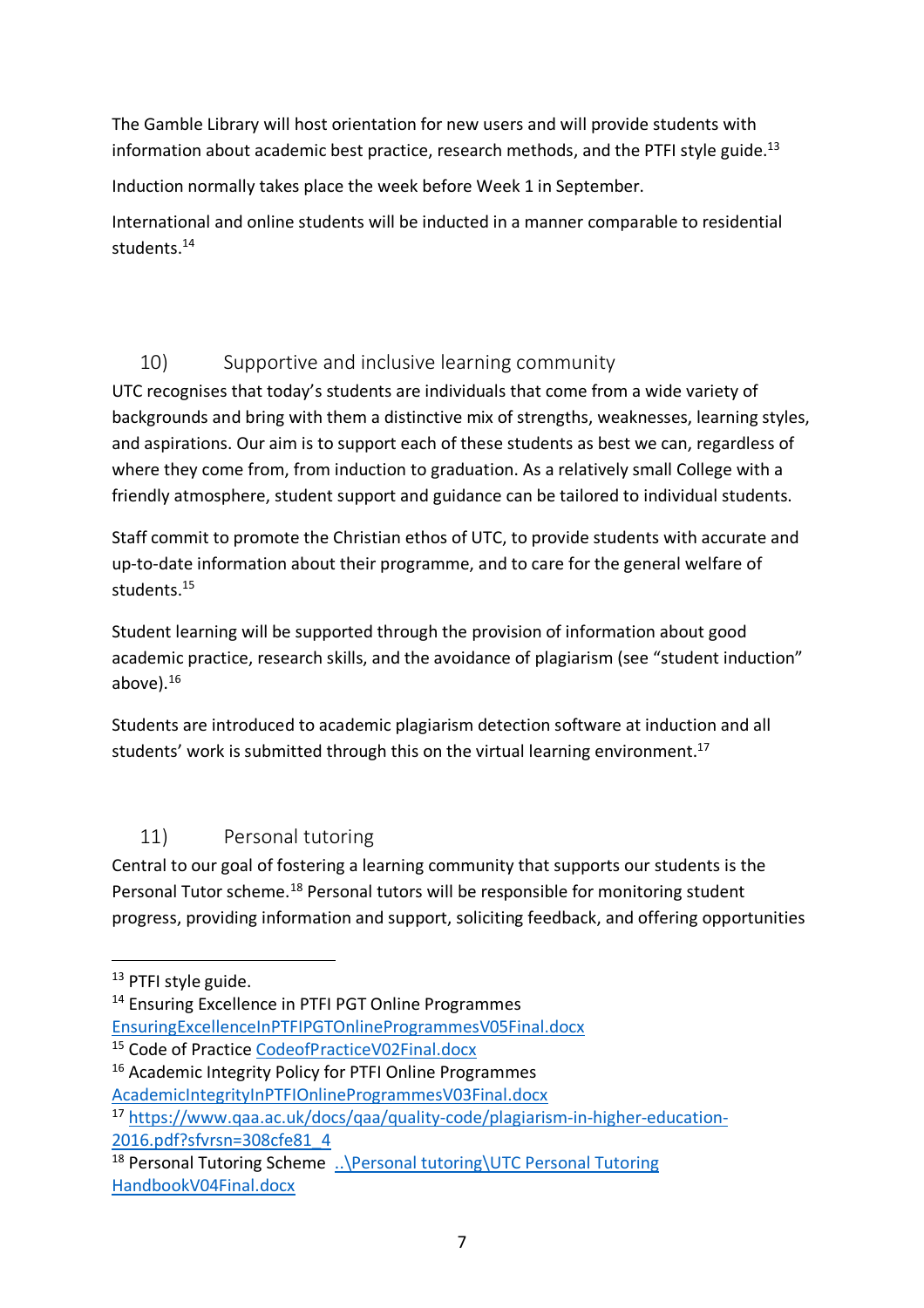The Gamble Library will host orientation for new users and will provide students with information about academic best practice, research methods, and the PTFI style guide.[13]

Induction normally takes place the week before Week 1 in September.

International and online students will be inducted in a manner comparable to residential students.[14]

## 10) Supportive and inclusive learning community

UTC recognises that today's students are individuals that come from a wide variety of backgrounds and bring with them a distinctive mix of strengths, weaknesses, learning styles, and aspirations. Our aim is to support each of these students as best we can, regardless of where they come from, from induction to graduation. As a relatively small College with a friendly atmosphere, student support and guidance can be tailored to individual students.

Staff commit to promote the Christian ethos of UTC, to provide students with accurate and up-to-date information about their programme, and to care for the general welfare of students.[15]

Student learning will be supported through the provision of information about good academic practice, research skills, and the avoidance of plagiarism (see "student induction" above).[16]

Students are introduced to academic plagiarism detection software at induction and all students' work is submitted through this on the virtual learning environment.[17]

## 11) Personal tutoring

Central to our goal of fostering a learning community that supports our students is the Personal Tutor scheme.[18] Personal tutors will be responsible for monitoring student progress, providing information and support, soliciting feedback, and offering opportunities

---

[13] PTFI style guide.

[14] Ensuring Excellence in PTFI PGT Online Programmes EnsuringExcellenceInPTFIPGTOnlineProgrammesV05Final.docx

[15] Code of Practice CodeofPracticeV02Final.docx

[16] Academic Integrity Policy for PTFI Online Programmes AcademicIntegrityInPTFIOnlineProgrammesV03Final.docx

[17] https://www.qaa.ac.uk/docs/qaa/quality-code/plagiarism-in-higher-education-2016.pdf?sfvrsn=308cfe81_4

[18] Personal Tutoring Scheme ..\Personal tutoring\UTC Personal Tutoring HandbookV04Final.docx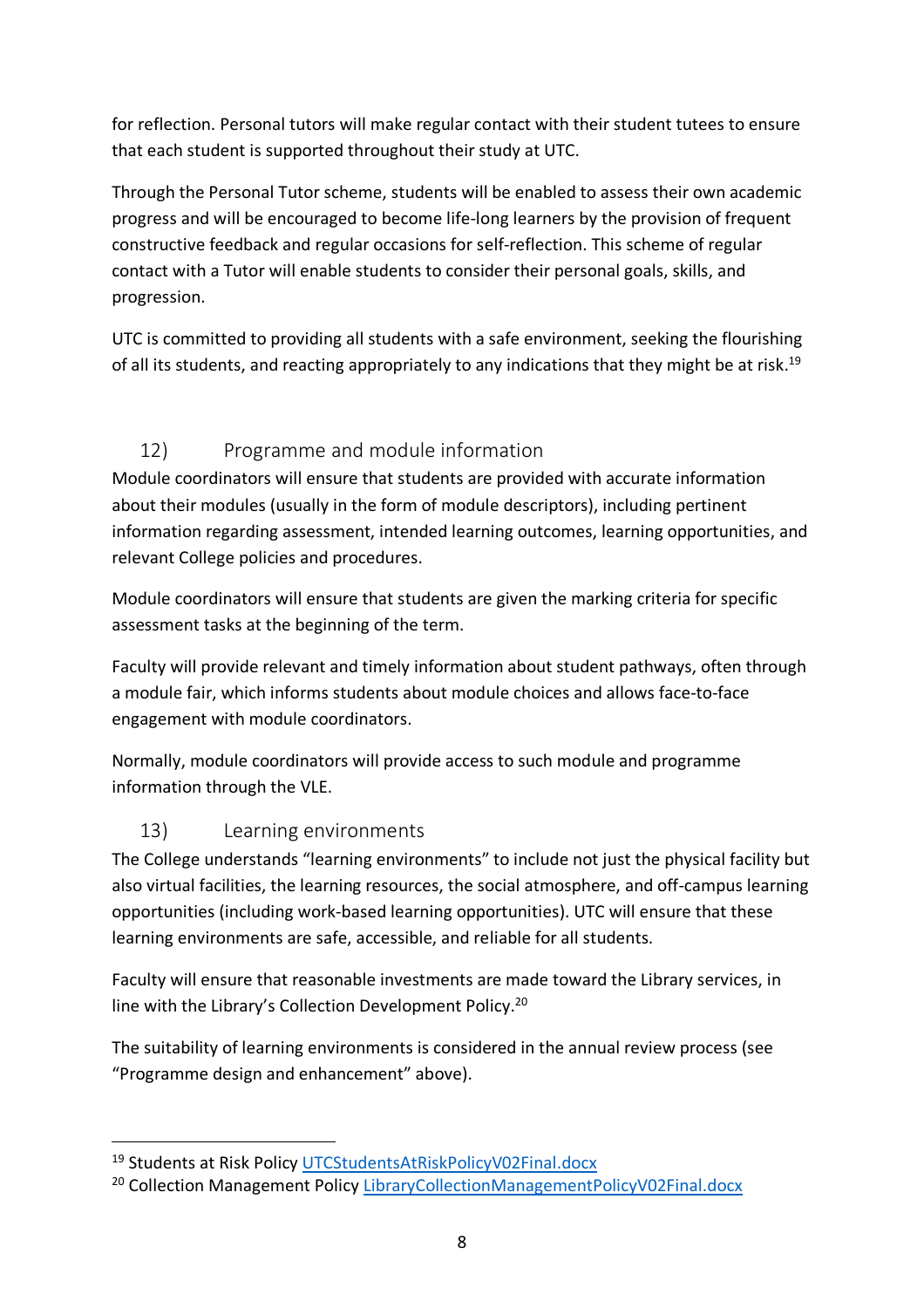for reflection. Personal tutors will make regular contact with their student tutees to ensure that each student is supported throughout their study at UTC.

Through the Personal Tutor scheme, students will be enabled to assess their own academic progress and will be encouraged to become life-long learners by the provision of frequent constructive feedback and regular occasions for self-reflection. This scheme of regular contact with a Tutor will enable students to consider their personal goals, skills, and progression.

UTC is committed to providing all students with a safe environment, seeking the flourishing of all its students, and reacting appropriately to any indications that they might be at risk.[19]

## 12) Programme and module information

Module coordinators will ensure that students are provided with accurate information about their modules (usually in the form of module descriptors), including pertinent information regarding assessment, intended learning outcomes, learning opportunities, and relevant College policies and procedures.

Module coordinators will ensure that students are given the marking criteria for specific assessment tasks at the beginning of the term.

Faculty will provide relevant and timely information about student pathways, often through a module fair, which informs students about module choices and allows face-to-face engagement with module coordinators.

Normally, module coordinators will provide access to such module and programme information through the VLE.

## 13) Learning environments

The College understands "learning environments" to include not just the physical facility but also virtual facilities, the learning resources, the social atmosphere, and off-campus learning opportunities (including work-based learning opportunities). UTC will ensure that these learning environments are safe, accessible, and reliable for all students.

Faculty will ensure that reasonable investments are made toward the Library services, in line with the Library's Collection Development Policy.[20]

The suitability of learning environments is considered in the annual review process (see "Programme design and enhancement" above).

---

[19] Students at Risk Policy UTCStudentsAtRiskPolicyV02Final.docx

[20] Collection Management Policy LibraryCollectionManagementPolicyV02Final.docx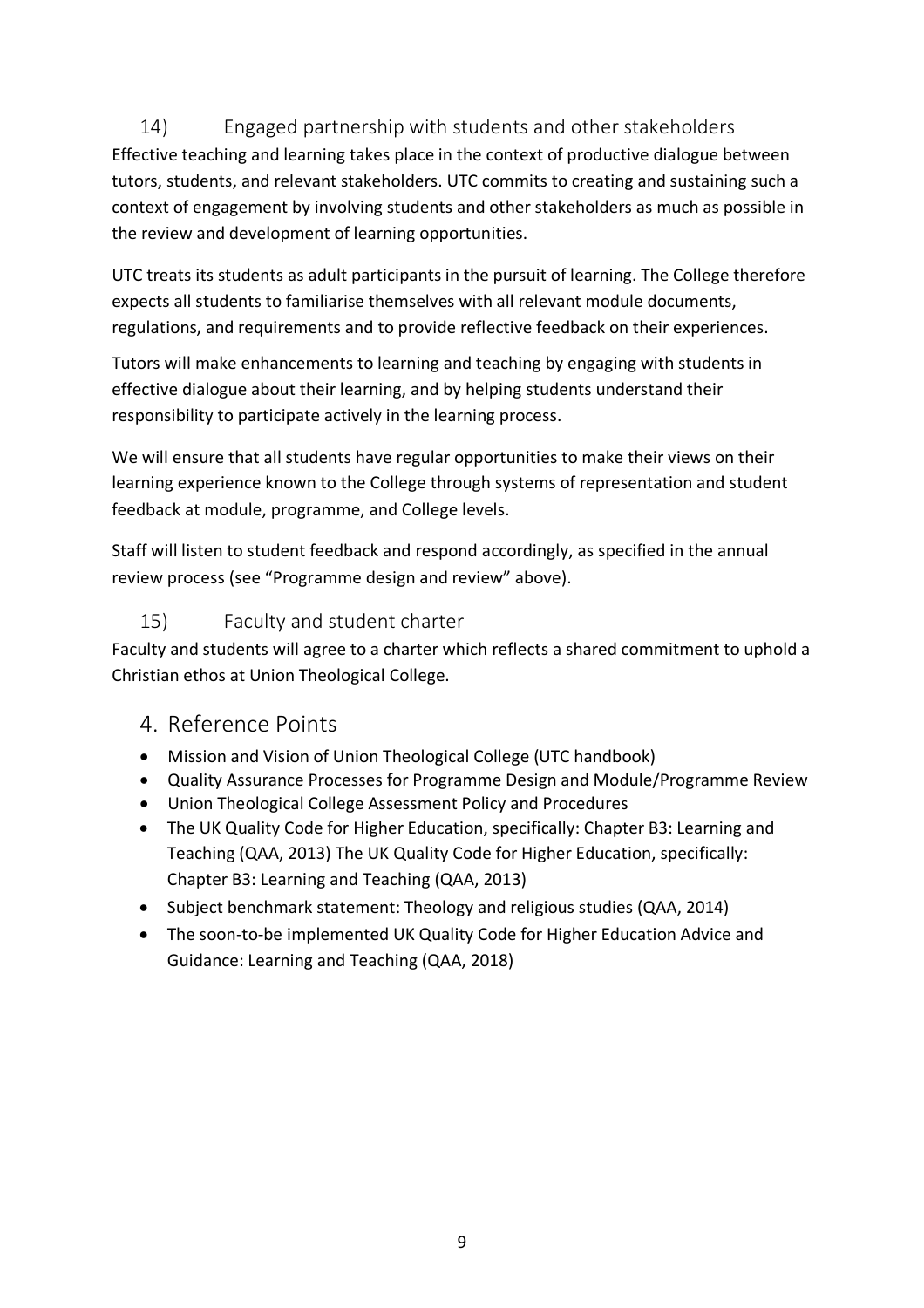### 14) Engaged partnership with students and other stakeholders

Effective teaching and learning takes place in the context of productive dialogue between tutors, students, and relevant stakeholders. UTC commits to creating and sustaining such a context of engagement by involving students and other stakeholders as much as possible in the review and development of learning opportunities.

UTC treats its students as adult participants in the pursuit of learning. The College therefore expects all students to familiarise themselves with all relevant module documents, regulations, and requirements and to provide reflective feedback on their experiences.

Tutors will make enhancements to learning and teaching by engaging with students in effective dialogue about their learning, and by helping students understand their responsibility to participate actively in the learning process.

We will ensure that all students have regular opportunities to make their views on their learning experience known to the College through systems of representation and student feedback at module, programme, and College levels.

Staff will listen to student feedback and respond accordingly, as specified in the annual review process (see "Programme design and review" above).

### 15) Faculty and student charter

Faculty and students will agree to a charter which reflects a shared commitment to uphold a Christian ethos at Union Theological College.

## 4. Reference Points

- Mission and Vision of Union Theological College (UTC handbook)
- Quality Assurance Processes for Programme Design and Module/Programme Review
- Union Theological College Assessment Policy and Procedures
- The UK Quality Code for Higher Education, specifically: Chapter B3: Learning and Teaching (QAA, 2013) The UK Quality Code for Higher Education, specifically: Chapter B3: Learning and Teaching (QAA, 2013)
- Subject benchmark statement: Theology and religious studies (QAA, 2014)
- The soon-to-be implemented UK Quality Code for Higher Education Advice and Guidance: Learning and Teaching (QAA, 2018)